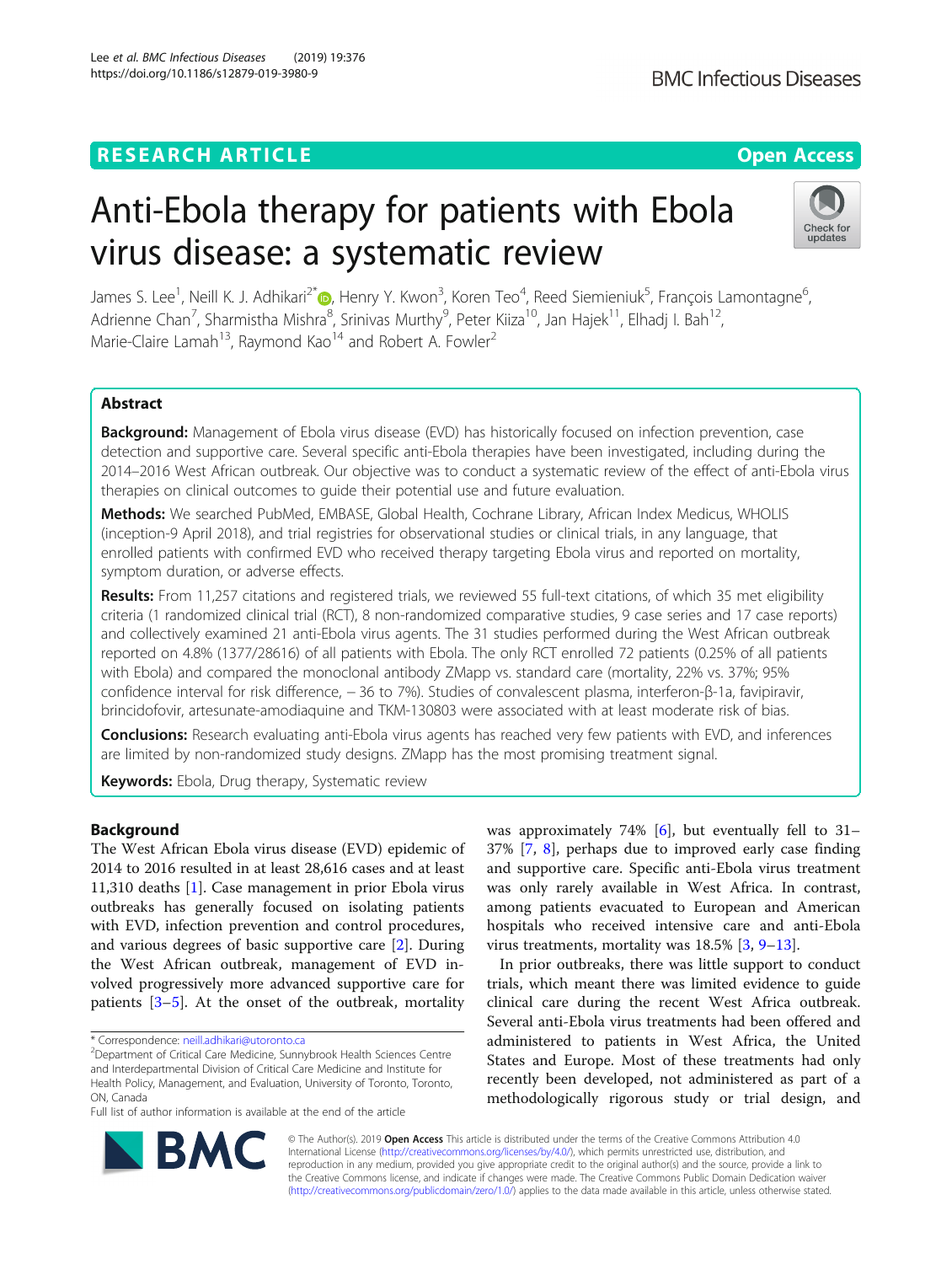**RESEARCH ARTICLE** **Open Access**

# Anti-Ebola therapy for patients with Ebola virus disease: a systematic review

James S. Lee[1], Neill K. J. Adhikari[2*], Henry Y. Kwon[3], Koren Teo[4], Reed Siemieniuk[5], François Lamontagne[6], Adrienne Chan[7], Sharmistha Mishra[8], Srinivas Murthy[9], Peter Kiiza[10], Jan Hajek[11], Elhadj I. Bah[12], Marie-Claire Lamah[13], Raymond Kao[14] and Robert A. Fowler[2]

## Abstract

**Background:** Management of Ebola virus disease (EVD) has historically focused on infection prevention, case detection and supportive care. Several specific anti-Ebola therapies have been investigated, including during the 2014–2016 West African outbreak. Our objective was to conduct a systematic review of the effect of anti-Ebola virus therapies on clinical outcomes to guide their potential use and future evaluation.

**Methods:** We searched PubMed, EMBASE, Global Health, Cochrane Library, African Index Medicus, WHOLIS (inception-9 April 2018), and trial registries for observational studies or clinical trials, in any language, that enrolled patients with confirmed EVD who received therapy targeting Ebola virus and reported on mortality, symptom duration, or adverse effects.

**Results:** From 11,257 citations and registered trials, we reviewed 55 full-text citations, of which 35 met eligibility criteria (1 randomized clinical trial (RCT), 8 non-randomized comparative studies, 9 case series and 17 case reports) and collectively examined 21 anti-Ebola virus agents. The 31 studies performed during the West African outbreak reported on 4.8% (1377/28616) of all patients with Ebola. The only RCT enrolled 72 patients (0.25% of all patients with Ebola) and compared the monoclonal antibody ZMapp vs. standard care (mortality, 22% vs. 37%; 95% confidence interval for risk difference, − 36 to 7%). Studies of convalescent plasma, interferon-β-1a, favipiravir, brincidofovir, artesunate-amodiaquine and TKM-130803 were associated with at least moderate risk of bias.

**Conclusions:** Research evaluating anti-Ebola virus agents has reached very few patients with EVD, and inferences are limited by non-randomized study designs. ZMapp has the most promising treatment signal.

**Keywords:** Ebola, Drug therapy, Systematic review

## Background

The West African Ebola virus disease (EVD) epidemic of 2014 to 2016 resulted in at least 28,616 cases and at least 11,310 deaths [1]. Case management in prior Ebola virus outbreaks has generally focused on isolating patients with EVD, infection prevention and control procedures, and various degrees of basic supportive care [2]. During the West African outbreak, management of EVD involved progressively more advanced supportive care for patients [3–5]. At the onset of the outbreak, mortality was approximately 74% [6], but eventually fell to 31–37% [7, 8], perhaps due to improved early case finding and supportive care. Specific anti-Ebola virus treatment was only rarely available in West Africa. In contrast, among patients evacuated to European and American hospitals who received intensive care and anti-Ebola virus treatments, mortality was 18.5% [3, 9–13].

In prior outbreaks, there was little support to conduct trials, which meant there was limited evidence to guide clinical care during the recent West Africa outbreak. Several anti-Ebola virus treatments had been offered and administered to patients in West Africa, the United States and Europe. Most of these treatments had only recently been developed, not administered as part of a methodologically rigorous study or trial design, and

* Correspondence: neill.adhikari@utoronto.ca
[2]Department of Critical Care Medicine, Sunnybrook Health Sciences Centre and Interdepartmental Division of Critical Care Medicine and Institute for Health Policy, Management, and Evaluation, University of Toronto, Toronto, ON, Canada
Full list of author information is available at the end of the article

© The Author(s). 2019 **Open Access** This article is distributed under the terms of the Creative Commons Attribution 4.0 International License (http://creativecommons.org/licenses/by/4.0/), which permits unrestricted use, distribution, and reproduction in any medium, provided you give appropriate credit to the original author(s) and the source, provide a link to the Creative Commons license, and indicate if changes were made. The Creative Commons Public Domain Dedication waiver (http://creativecommons.org/publicdomain/zero/1.0/) applies to the data made available in this article, unless otherwise stated.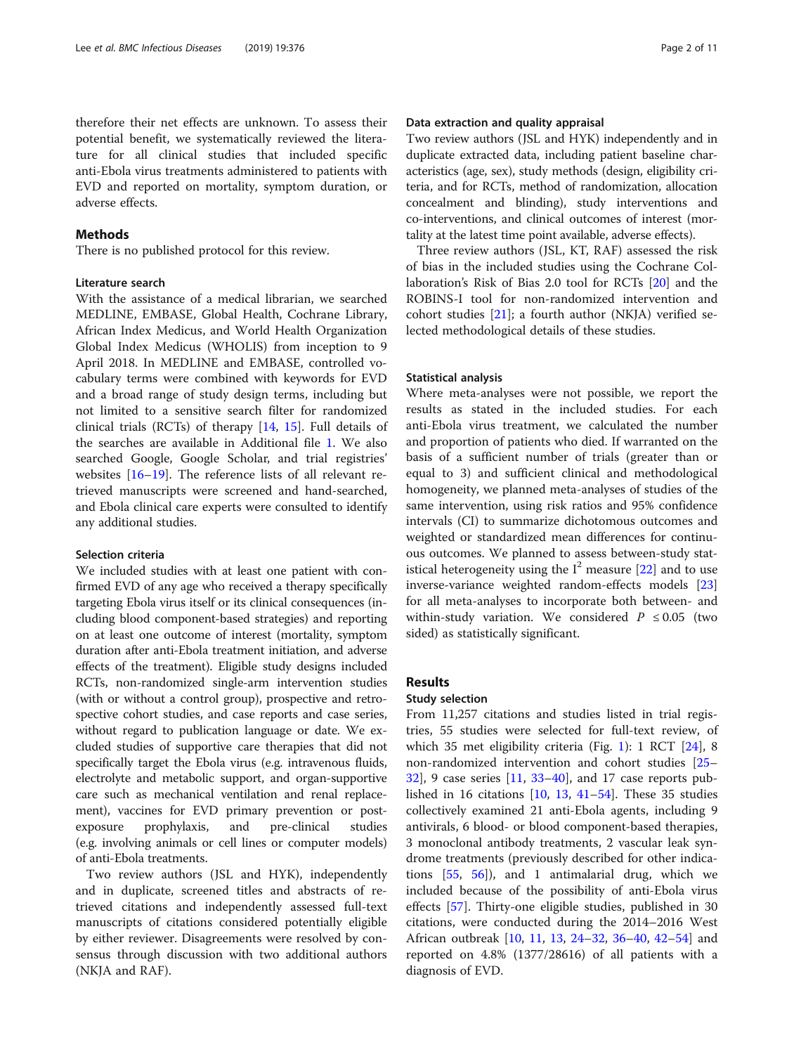therefore their net effects are unknown. To assess their potential benefit, we systematically reviewed the literature for all clinical studies that included specific anti-Ebola virus treatments administered to patients with EVD and reported on mortality, symptom duration, or adverse effects.

## Methods

There is no published protocol for this review.

### Literature search

With the assistance of a medical librarian, we searched MEDLINE, EMBASE, Global Health, Cochrane Library, African Index Medicus, and World Health Organization Global Index Medicus (WHOLIS) from inception to 9 April 2018. In MEDLINE and EMBASE, controlled vocabulary terms were combined with keywords for EVD and a broad range of study design terms, including but not limited to a sensitive search filter for randomized clinical trials (RCTs) of therapy [14, 15]. Full details of the searches are available in Additional file 1. We also searched Google, Google Scholar, and trial registries' websites [16–19]. The reference lists of all relevant retrieved manuscripts were screened and hand-searched, and Ebola clinical care experts were consulted to identify any additional studies.

### Selection criteria

We included studies with at least one patient with confirmed EVD of any age who received a therapy specifically targeting Ebola virus itself or its clinical consequences (including blood component-based strategies) and reporting on at least one outcome of interest (mortality, symptom duration after anti-Ebola treatment initiation, and adverse effects of the treatment). Eligible study designs included RCTs, non-randomized single-arm intervention studies (with or without a control group), prospective and retrospective cohort studies, and case reports and case series, without regard to publication language or date. We excluded studies of supportive care therapies that did not specifically target the Ebola virus (e.g. intravenous fluids, electrolyte and metabolic support, and organ-supportive care such as mechanical ventilation and renal replacement), vaccines for EVD primary prevention or post-exposure prophylaxis, and pre-clinical studies (e.g. involving animals or cell lines or computer models) of anti-Ebola treatments.

Two review authors (JSL and HYK), independently and in duplicate, screened titles and abstracts of retrieved citations and independently assessed full-text manuscripts of citations considered potentially eligible by either reviewer. Disagreements were resolved by consensus through discussion with two additional authors (NKJA and RAF).

### Data extraction and quality appraisal

Two review authors (JSL and HYK) independently and in duplicate extracted data, including patient baseline characteristics (age, sex), study methods (design, eligibility criteria, and for RCTs, method of randomization, allocation concealment and blinding), study interventions and co-interventions, and clinical outcomes of interest (mortality at the latest time point available, adverse effects).

Three review authors (JSL, KT, RAF) assessed the risk of bias in the included studies using the Cochrane Collaboration's Risk of Bias 2.0 tool for RCTs [20] and the ROBINS-I tool for non-randomized intervention and cohort studies [21]; a fourth author (NKJA) verified selected methodological details of these studies.

### Statistical analysis

Where meta-analyses were not possible, we report the results as stated in the included studies. For each anti-Ebola virus treatment, we calculated the number and proportion of patients who died. If warranted on the basis of a sufficient number of trials (greater than or equal to 3) and sufficient clinical and methodological homogeneity, we planned meta-analyses of studies of the same intervention, using risk ratios and 95% confidence intervals (CI) to summarize dichotomous outcomes and weighted or standardized mean differences for continuous outcomes. We planned to assess between-study statistical heterogeneity using the $I^2$ measure [22] and to use inverse-variance weighted random-effects models [23] for all meta-analyses to incorporate both between- and within-study variation. We considered $P \leq 0.05$ (two sided) as statistically significant.

## Results

### Study selection

From 11,257 citations and studies listed in trial registries, 55 studies were selected for full-text review, of which 35 met eligibility criteria (Fig. 1): 1 RCT [24], 8 non-randomized intervention and cohort studies [25–32], 9 case series [11, 33–40], and 17 case reports published in 16 citations [10, 13, 41–54]. These 35 studies collectively examined 21 anti-Ebola agents, including 9 antivirals, 6 blood- or blood component-based therapies, 3 monoclonal antibody treatments, 2 vascular leak syndrome treatments (previously described for other indications [55, 56]), and 1 antimalarial drug, which we included because of the possibility of anti-Ebola virus effects [57]. Thirty-one eligible studies, published in 30 citations, were conducted during the 2014–2016 West African outbreak [10, 11, 13, 24–32, 36–40, 42–54] and reported on 4.8% (1377/28616) of all patients with a diagnosis of EVD.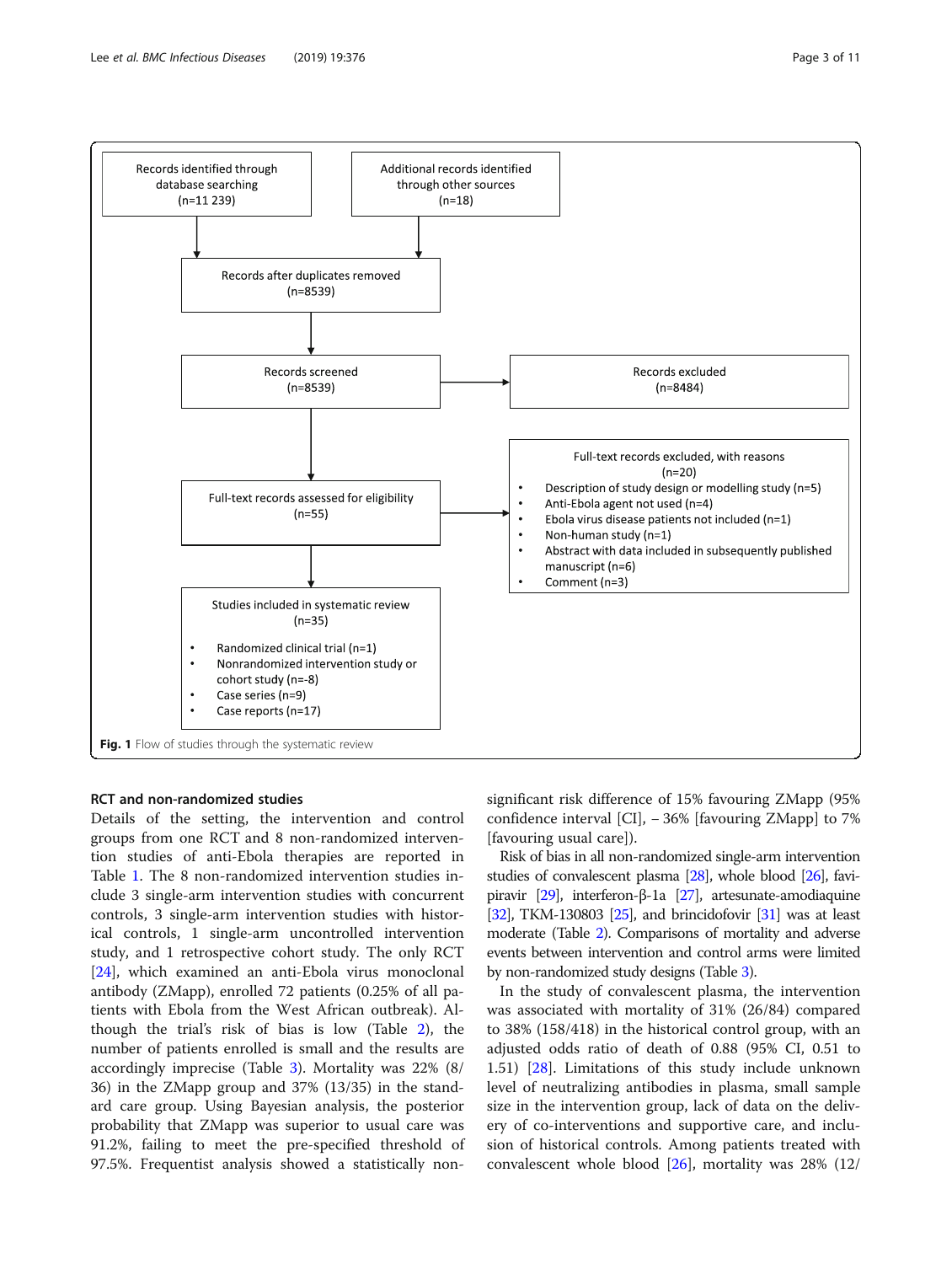Records identified through database searching (n=11 239)

Additional records identified through other sources (n=18)

Records after duplicates removed (n=8539)

Records screened (n=8539)

Records excluded (n=8484)

Full-text records assessed for eligibility (n=55)

Full-text records excluded, with reasons (n=20)

- Description of study design or modelling study (n=5)
- Anti-Ebola agent not used (n=4)
- Ebola virus disease patients not included (n=1)
- Non-human study (n=1)
- Abstract with data included in subsequently published manuscript (n=6)
- Comment (n=3)

Studies included in systematic review (n=35)

- Randomized clinical trial (n=1)
- Nonrandomized intervention study or cohort study (n=-8)
- Case series (n=9)
- Case reports (n=17)

**Fig. 1** Flow of studies through the systematic review

## RCT and non-randomized studies

Details of the setting, the intervention and control groups from one RCT and 8 non-randomized intervention studies of anti-Ebola therapies are reported in Table 1. The 8 non-randomized intervention studies include 3 single-arm intervention studies with concurrent controls, 3 single-arm intervention studies with historical controls, 1 single-arm uncontrolled intervention study, and 1 retrospective cohort study. The only RCT [24], which examined an anti-Ebola virus monoclonal antibody (ZMapp), enrolled 72 patients (0.25% of all patients with Ebola from the West African outbreak). Although the trial's risk of bias is low (Table 2), the number of patients enrolled is small and the results are accordingly imprecise (Table 3). Mortality was 22% (8/36) in the ZMapp group and 37% (13/35) in the standard care group. Using Bayesian analysis, the posterior probability that ZMapp was superior to usual care was 91.2%, failing to meet the pre-specified threshold of 97.5%. Frequentist analysis showed a statistically non-significant risk difference of 15% favouring ZMapp (95% confidence interval [CI], – 36% [favouring ZMapp] to 7% [favouring usual care]).

Risk of bias in all non-randomized single-arm intervention studies of convalescent plasma [28], whole blood [26], favipiravir [29], interferon-β-1a [27], artesunate-amodiaquine [32], TKM-130803 [25], and brincidofovir [31] was at least moderate (Table 2). Comparisons of mortality and adverse events between intervention and control arms were limited by non-randomized study designs (Table 3).

In the study of convalescent plasma, the intervention was associated with mortality of 31% (26/84) compared to 38% (158/418) in the historical control group, with an adjusted odds ratio of death of 0.88 (95% CI, 0.51 to 1.51) [28]. Limitations of this study include unknown level of neutralizing antibodies in plasma, small sample size in the intervention group, lack of data on the delivery of co-interventions and supportive care, and inclusion of historical controls. Among patients treated with convalescent whole blood [26], mortality was 28% (12/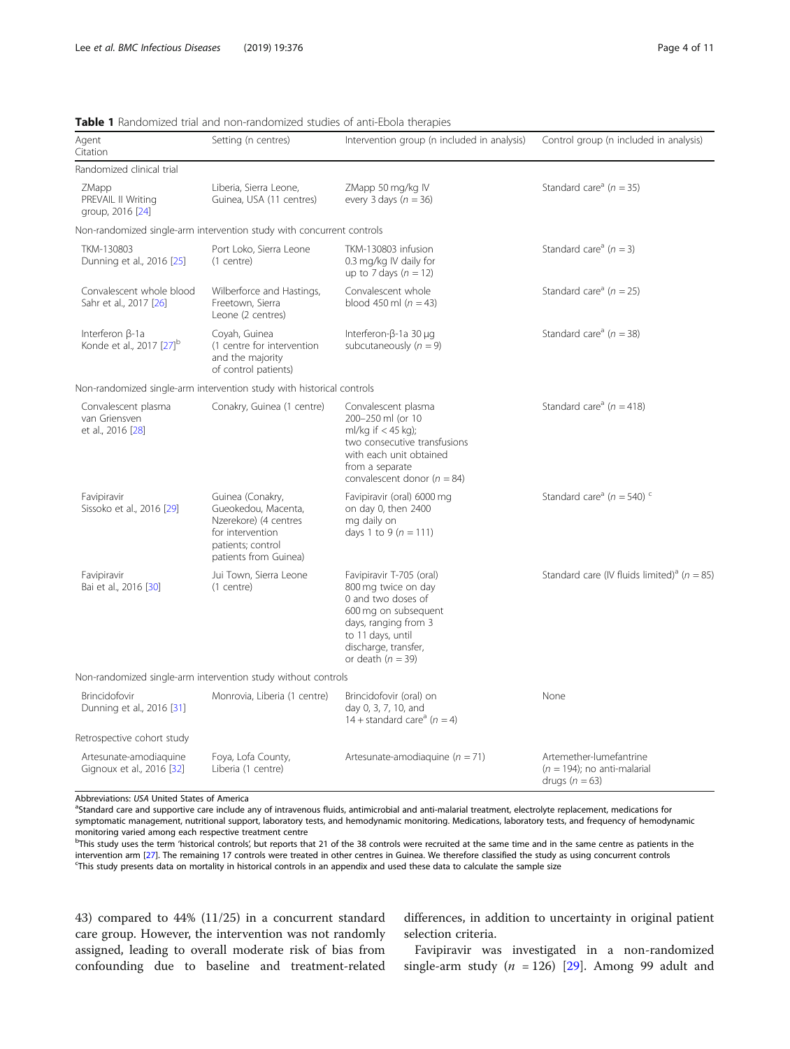**Table 1** Randomized trial and non-randomized studies of anti-Ebola therapies

| Agent<br>Citation | Setting (n centres) | Intervention group (n included in analysis) | Control group (n included in analysis) |
|---|---|---|---|
| Randomized clinical trial | | | |
| ZMapp<br>PREVAIL II Writing group, 2016 [24] | Liberia, Sierra Leone, Guinea, USA (11 centres) | ZMapp 50 mg/kg IV every 3 days ($n$ = 36) | Standard care[a] ($n$ = 35) |
| Non-randomized single-arm intervention study with concurrent controls | | | |
| TKM-130803<br>Dunning et al., 2016 [25] | Port Loko, Sierra Leone (1 centre) | TKM-130803 infusion 0.3 mg/kg IV daily for up to 7 days ($n$ = 12) | Standard care[a] ($n$ = 3) |
| Convalescent whole blood<br>Sahr et al., 2017 [26] | Wilberforce and Hastings, Freetown, Sierra Leone (2 centres) | Convalescent whole blood 450 ml ($n$ = 43) | Standard care[a] ($n$ = 25) |
| Interferon β-1a<br>Konde et al., 2017 [27][b] | Coyah, Guinea (1 centre for intervention and the majority of control patients) | Interferon-β-1a 30 μg subcutaneously ($n$ = 9) | Standard care[a] ($n$ = 38) |
| Non-randomized single-arm intervention study with historical controls | | | |
| Convalescent plasma<br>van Griensven et al., 2016 [28] | Conakry, Guinea (1 centre) | Convalescent plasma 200–250 ml (or 10 ml/kg if < 45 kg); two consecutive transfusions with each unit obtained from a separate convalescent donor ($n$ = 84) | Standard care[a] ($n$ = 418) |
| Favipiravir<br>Sissoko et al., 2016 [29] | Guinea (Conakry, Gueokedou, Macenta, Nzerekore) (4 centres for intervention patients; control patients from Guinea) | Favipiravir (oral) 6000 mg on day 0, then 2400 mg daily on days 1 to 9 ($n$ = 111) | Standard care[a] ($n$ = 540) [c] |
| Favipiravir<br>Bai et al., 2016 [30] | Jui Town, Sierra Leone (1 centre) | Favipiravir T-705 (oral) 800 mg twice on day 0 and two doses of 600 mg on subsequent days, ranging from 3 to 11 days, until discharge, transfer, or death ($n$ = 39) | Standard care (IV fluids limited)[a] ($n$ = 85) |
| Non-randomized single-arm intervention study without controls | | | |
| Brincidofovir<br>Dunning et al., 2016 [31] | Monrovia, Liberia (1 centre) | Brincidofovir (oral) on day 0, 3, 7, 10, and 14 + standard care[a] ($n$ = 4) | None |
| Retrospective cohort study | | | |
| Artesunate-amodiaquine<br>Gignoux et al., 2016 [32] | Foya, Lofa County, Liberia (1 centre) | Artesunate-amodiaquine ($n$ = 71) | Artemether-lumefantrine ($n$ = 194); no anti-malarial drugs ($n$ = 63) |

Abbreviations: *USA* United States of America

[a]Standard care and supportive care include any of intravenous fluids, antimicrobial and anti-malarial treatment, electrolyte replacement, medications for symptomatic management, nutritional support, laboratory tests, and hemodynamic monitoring. Medications, laboratory tests, and frequency of hemodynamic monitoring varied among each respective treatment centre

[b]This study uses the term 'historical controls', but reports that 21 of the 38 controls were recruited at the same time and in the same centre as patients in the intervention arm [27]. The remaining 17 controls were treated in other centres in Guinea. We therefore classified the study as using concurrent controls

[c]This study presents data on mortality in historical controls in an appendix and used these data to calculate the sample size

43) compared to 44% (11/25) in a concurrent standard care group. However, the intervention was not randomly assigned, leading to overall moderate risk of bias from confounding due to baseline and treatment-related differences, in addition to uncertainty in original patient selection criteria.

Favipiravir was investigated in a non-randomized single-arm study ($n$ = 126) [29]. Among 99 adult and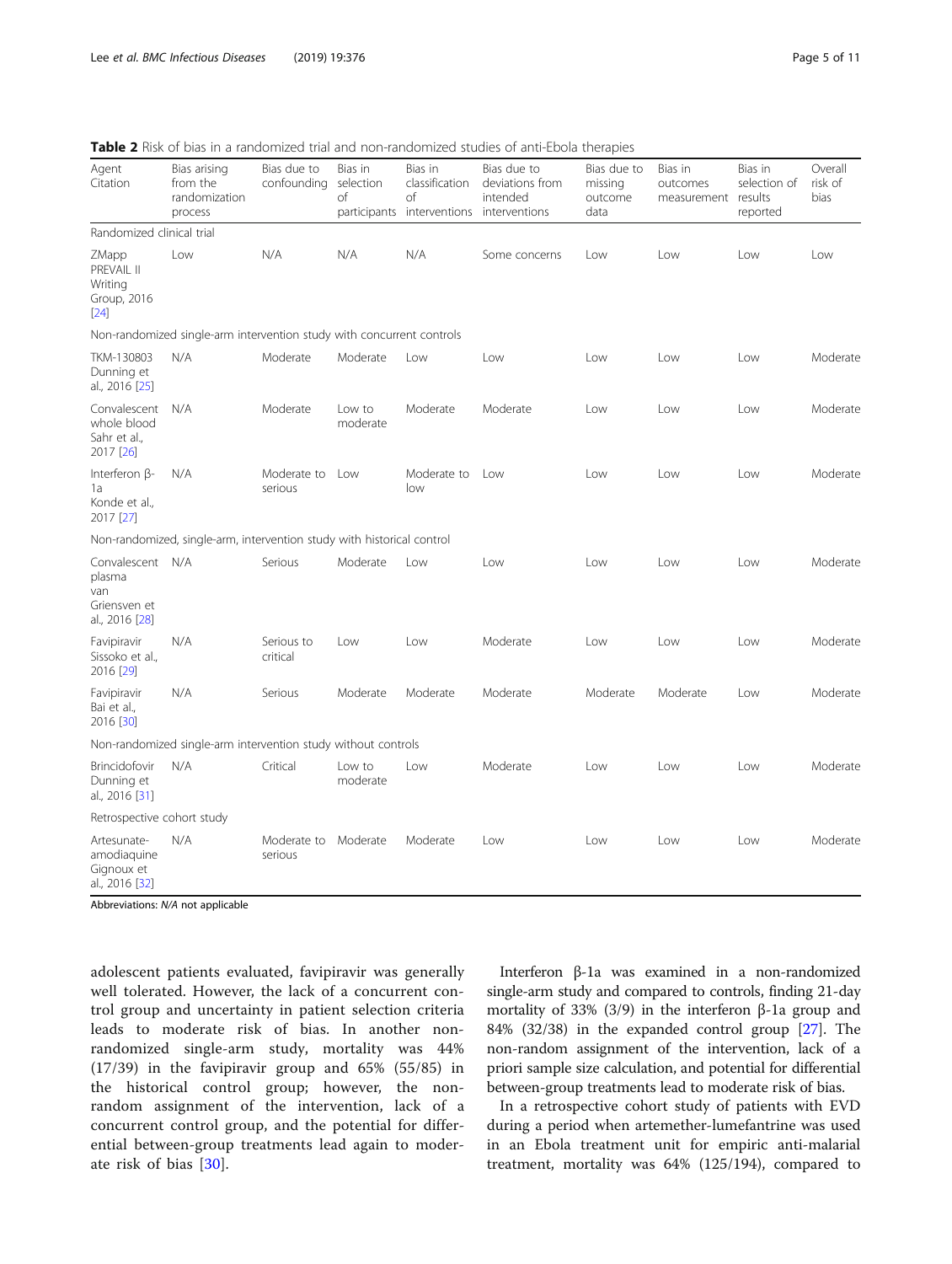**Table 2** Risk of bias in a randomized trial and non-randomized studies of anti-Ebola therapies

| Agent Citation | Bias arising from the randomization process | Bias due to confounding | Bias in selection of participants | Bias in classification of interventions | Bias due to deviations from intended interventions | Bias due to missing outcome data | Bias in outcomes measurement | Bias in selection of results reported | Overall risk of bias |
|---|---|---|---|---|---|---|---|---|---|
| Randomized clinical trial | | | | | | | | | |
| ZMapp PREVAIL II Writing Group, 2016 [24] | Low | N/A | N/A | N/A | Some concerns | Low | Low | Low | Low |
| Non-randomized single-arm intervention study with concurrent controls | | | | | | | | | |
| TKM-130803 Dunning et al., 2016 [25] | N/A | Moderate | Moderate | Low | Low | Low | Low | Low | Moderate |
| Convalescent whole blood Sahr et al., 2017 [26] | N/A | Moderate | Low to moderate | Moderate | Moderate | Low | Low | Low | Moderate |
| Interferon β-1a Konde et al., 2017 [27] | N/A | Moderate to serious | Low | Moderate to low | Low | Low | Low | Low | Moderate |
| Non-randomized, single-arm, intervention study with historical control | | | | | | | | | |
| Convalescent plasma van Griensven et al., 2016 [28] | N/A | Serious | Moderate | Low | Low | Low | Low | Low | Moderate |
| Favipiravir Sissoko et al., 2016 [29] | N/A | Serious to critical | Low | Low | Moderate | Low | Low | Low | Moderate |
| Favipiravir Bai et al., 2016 [30] | N/A | Serious | Moderate | Moderate | Moderate | Moderate | Moderate | Low | Moderate |
| Non-randomized single-arm intervention study without controls | | | | | | | | | |
| Brincidofovir Dunning et al., 2016 [31] | N/A | Critical | Low to moderate | Low | Moderate | Low | Low | Low | Moderate |
| Retrospective cohort study | | | | | | | | | |
| Artesunate-amodiaquine Gignoux et al., 2016 [32] | N/A | Moderate to serious | Moderate | Moderate | Low | Low | Low | Low | Moderate |

Abbreviations: *N/A* not applicable

adolescent patients evaluated, favipiravir was generally well tolerated. However, the lack of a concurrent control group and uncertainty in patient selection criteria leads to moderate risk of bias. In another non-randomized single-arm study, mortality was 44% (17/39) in the favipiravir group and 65% (55/85) in the historical control group; however, the non-random assignment of the intervention, lack of a concurrent control group, and the potential for differential between-group treatments lead again to moderate risk of bias [30].

Interferon β-1a was examined in a non-randomized single-arm study and compared to controls, finding 21-day mortality of 33% (3/9) in the interferon β-1a group and 84% (32/38) in the expanded control group [27]. The non-random assignment of the intervention, lack of a priori sample size calculation, and potential for differential between-group treatments lead to moderate risk of bias.

In a retrospective cohort study of patients with EVD during a period when artemether-lumefantrine was used in an Ebola treatment unit for empiric anti-malarial treatment, mortality was 64% (125/194), compared to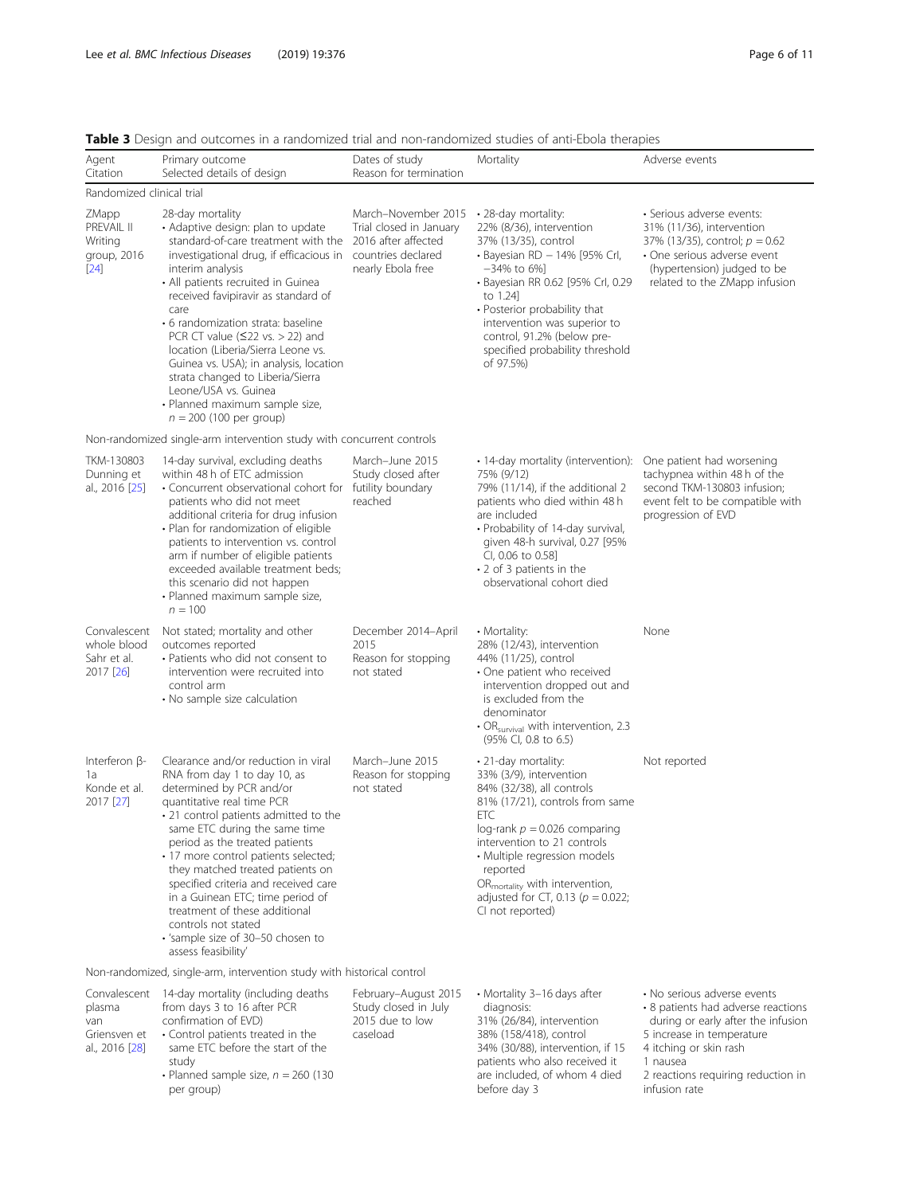**Table 3** Design and outcomes in a randomized trial and non-randomized studies of anti-Ebola therapies

| Agent<br>Citation | Primary outcome<br>Selected details of design | Dates of study<br>Reason for termination | Mortality | Adverse events |
|---|---|---|---|---|
| Randomized clinical trial | | | | |
| ZMapp<br>PREVAIL II<br>Writing group, 2016 [24] | 28-day mortality<br>• Adaptive design: plan to update standard-of-care treatment with the investigational drug, if efficacious in interim analysis<br>• All patients recruited in Guinea received favipiravir as standard of care<br>• 6 randomization strata: baseline PCR CT value (≤22 vs. > 22) and location (Liberia/Sierra Leone vs. Guinea vs. USA); in analysis, location strata changed to Liberia/Sierra Leone/USA vs. Guinea<br>• Planned maximum sample size, $n = 200$ (100 per group) | March–November 2015<br>Trial closed in January 2016 after affected countries declared nearly Ebola free | • 28-day mortality:<br>22% (8/36), intervention<br>37% (13/35), control<br>• Bayesian RD − 14% [95% CrI, −34% to 6%]<br>• Bayesian RR 0.62 [95% CrI, 0.29 to 1.24]<br>• Posterior probability that intervention was superior to control, 91.2% (below pre-specified probability threshold of 97.5%) | • Serious adverse events:<br>31% (11/36), intervention<br>37% (13/35), control; $p = 0.62$<br>• One serious adverse event (hypertension) judged to be related to the ZMapp infusion |
| Non-randomized single-arm intervention study with concurrent controls | | | | |
| TKM-130803<br>Dunning et al., 2016 [25] | 14-day survival, excluding deaths within 48 h of ETC admission<br>• Concurrent observational cohort for patients who did not meet additional criteria for drug infusion<br>• Plan for randomization of eligible patients to intervention vs. control arm if number of eligible patients exceeded available treatment beds; this scenario did not happen<br>• Planned maximum sample size, $n = 100$ | March–June 2015<br>Study closed after futility boundary reached | • 14-day mortality (intervention):<br>75% (9/12)<br>79% (11/14), if the additional 2 patients who died within 48 h are included<br>• Probability of 14-day survival, given 48-h survival, 0.27 [95% CI, 0.06 to 0.58]<br>• 2 of 3 patients in the observational cohort died | One patient had worsening tachypnea within 48 h of the second TKM-130803 infusion; event felt to be compatible with progression of EVD |
| Convalescent whole blood<br>Sahr et al. 2017 [26] | Not stated; mortality and other outcomes reported<br>• Patients who did not consent to intervention were recruited into control arm<br>• No sample size calculation | December 2014–April 2015<br>Reason for stopping not stated | • Mortality:<br>28% (12/43), intervention<br>44% (11/25), control<br>• One patient who received intervention dropped out and is excluded from the denominator<br>• $OR_{survival}$ with intervention, 2.3 (95% CI, 0.8 to 6.5) | None |
| Interferon β-1a<br>Konde et al. 2017 [27] | Clearance and/or reduction in viral RNA from day 1 to day 10, as determined by PCR and/or quantitative real time PCR<br>• 21 control patients admitted to the same ETC during the same time period as the treated patients<br>• 17 more control patients selected; they matched treated patients on specified criteria and received care in a Guinean ETC; time period of treatment of these additional controls not stated<br>• 'sample size of 30–50 chosen to assess feasibility' | March–June 2015<br>Reason for stopping not stated | • 21-day mortality:<br>33% (3/9), intervention<br>84% (32/38), all controls<br>81% (17/21), controls from same ETC<br>log-rank $p = 0.026$ comparing intervention to 21 controls<br>• Multiple regression models reported<br>$OR_{mortality}$ with intervention, adjusted for CT, 0.13 ($p = 0.022$; CI not reported) | Not reported |
| Non-randomized, single-arm, intervention study with historical control | | | | |
| Convalescent plasma<br>van Griensven et al., 2016 [28] | 14-day mortality (including deaths from days 3 to 16 after PCR confirmation of EVD)<br>• Control patients treated in the same ETC before the start of the study<br>• Planned sample size, $n = 260$ (130 per group) | February–August 2015<br>Study closed in July 2015 due to low caseload | • Mortality 3–16 days after diagnosis:<br>31% (26/84), intervention<br>38% (158/418), control<br>34% (30/88), intervention, if 15 patients who also received it are included, of whom 4 died before day 3 | • No serious adverse events<br>• 8 patients had adverse reactions during or early after the infusion<br>5 increase in temperature<br>4 itching or skin rash<br>1 nausea<br>2 reactions requiring reduction in infusion rate |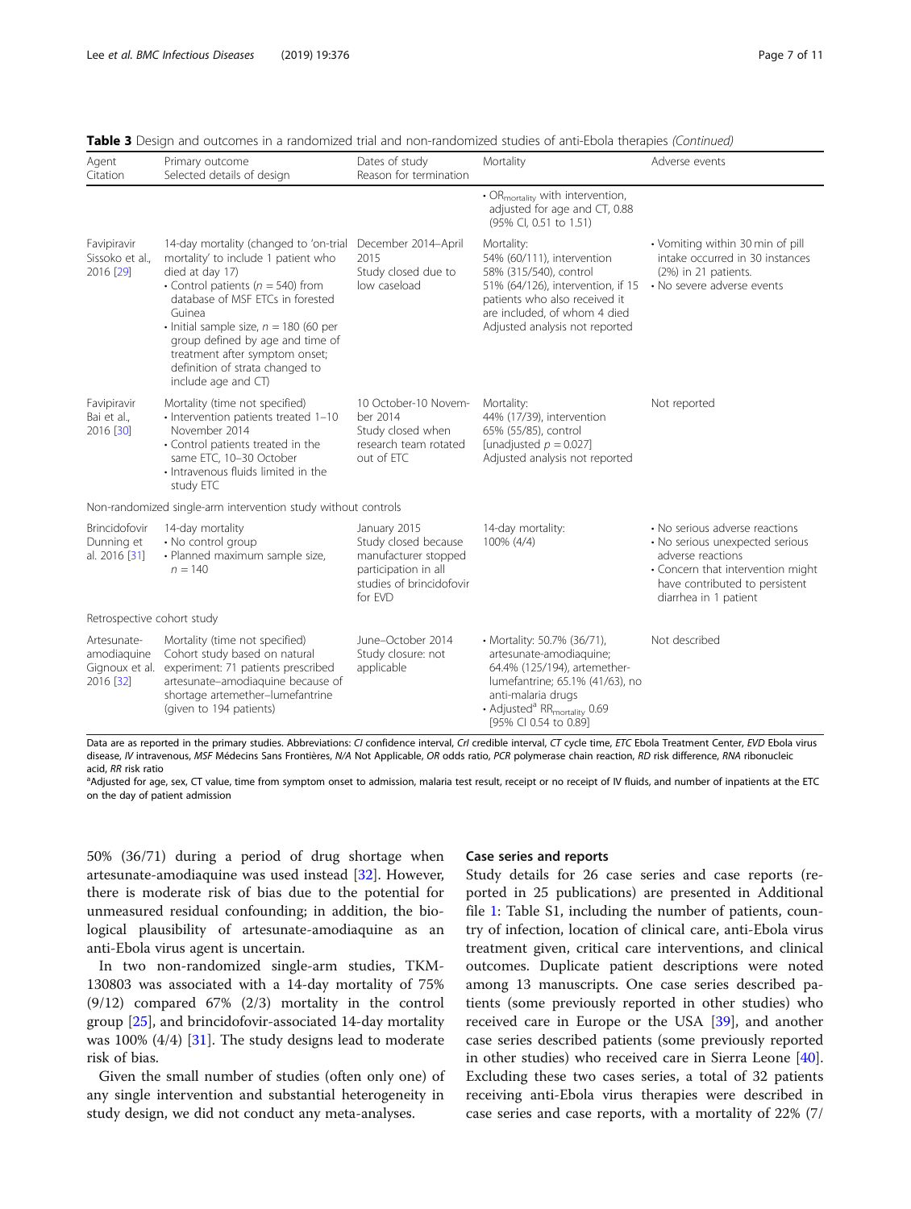**Table 3** Design and outcomes in a randomized trial and non-randomized studies of anti-Ebola therapies *(Continued)*

| Agent<br>Citation | Primary outcome<br>Selected details of design | Dates of study<br>Reason for termination | Mortality | Adverse events |
|---|---|---|---|---|
| | | | • $OR_{mortality}$ with intervention, adjusted for age and CT, 0.88 (95% CI, 0.51 to 1.51) | |
| Favipiravir<br>Sissoko et al., 2016 [29] | 14-day mortality (changed to 'on-trial mortality' to include 1 patient who died at day 17)<br>• Control patients ($n$ = 540) from database of MSF ETCs in forested Guinea<br>• Initial sample size, $n$ = 180 (60 per group defined by age and time of treatment after symptom onset; definition of strata changed to include age and CT) | December 2014–April 2015<br>Study closed due to low caseload | Mortality:<br>54% (60/111), intervention<br>58% (315/540), control<br>51% (64/126), intervention, if 15 patients who also received it are included, of whom 4 died<br>Adjusted analysis not reported | • Vomiting within 30 min of pill intake occurred in 30 instances (2%) in 21 patients.<br>• No severe adverse events |
| Favipiravir<br>Bai et al., 2016 [30] | Mortality (time not specified)<br>• Intervention patients treated 1–10 November 2014<br>• Control patients treated in the same ETC, 10–30 October<br>• Intravenous fluids limited in the study ETC | 10 October-10 November 2014<br>Study closed when research team rotated out of ETC | Mortality:<br>44% (17/39), intervention<br>65% (55/85), control<br>[unadjusted $p$ = 0.027]<br>Adjusted analysis not reported | Not reported |
| Non-randomized single-arm intervention study without controls | | | | |
| Brincidofovir<br>Dunning et al. 2016 [31] | 14-day mortality<br>• No control group<br>• Planned maximum sample size, $n$ = 140 | January 2015<br>Study closed because manufacturer stopped participation in all studies of brincidofovir for EVD | 14-day mortality:<br>100% (4/4) | • No serious adverse reactions<br>• No serious unexpected serious adverse reactions<br>• Concern that intervention might have contributed to persistent diarrhea in 1 patient |
| Retrospective cohort study | | | | |
| Artesunate-amodiaquine<br>Gignoux et al. 2016 [32] | Mortality (time not specified)<br>Cohort study based on natural experiment: 71 patients prescribed artesunate–amodiaquine because of shortage artemether–lumefantrine (given to 194 patients) | June–October 2014<br>Study closure: not applicable | • Mortality: 50.7% (36/71), artesunate-amodiaquine; 64.4% (125/194), artemether-lumefantrine; 65.1% (41/63), no anti-malaria drugs<br>• Adjusted[a] $RR_{mortality}$ 0.69 [95% CI 0.54 to 0.89] | Not described |

Data are as reported in the primary studies. Abbreviations: *CI* confidence interval, *CrI* credible interval, *CT* cycle time, *ETC* Ebola Treatment Center, *EVD* Ebola virus disease, *IV* intravenous, *MSF* Médecins Sans Frontières, *N/A* Not Applicable, *OR* odds ratio, *PCR* polymerase chain reaction, *RD* risk difference, *RNA* ribonucleic acid, *RR* risk ratio

[a]Adjusted for age, sex, CT value, time from symptom onset to admission, malaria test result, receipt or no receipt of IV fluids, and number of inpatients at the ETC on the day of patient admission

50% (36/71) during a period of drug shortage when artesunate-amodiaquine was used instead [32]. However, there is moderate risk of bias due to the potential for unmeasured residual confounding; in addition, the biological plausibility of artesunate-amodiaquine as an anti-Ebola virus agent is uncertain.

In two non-randomized single-arm studies, TKM-130803 was associated with a 14-day mortality of 75% (9/12) compared 67% (2/3) mortality in the control group [25], and brincidofovir-associated 14-day mortality was 100% (4/4) [31]. The study designs lead to moderate risk of bias.

Given the small number of studies (often only one) of any single intervention and substantial heterogeneity in study design, we did not conduct any meta-analyses.

### Case series and reports

Study details for 26 case series and case reports (reported in 25 publications) are presented in Additional file 1: Table S1, including the number of patients, country of infection, location of clinical care, anti-Ebola virus treatment given, critical care interventions, and clinical outcomes. Duplicate patient descriptions were noted among 13 manuscripts. One case series described patients (some previously reported in other studies) who received care in Europe or the USA [39], and another case series described patients (some previously reported in other studies) who received care in Sierra Leone [40]. Excluding these two cases series, a total of 32 patients receiving anti-Ebola virus therapies were described in case series and case reports, with a mortality of 22% (7/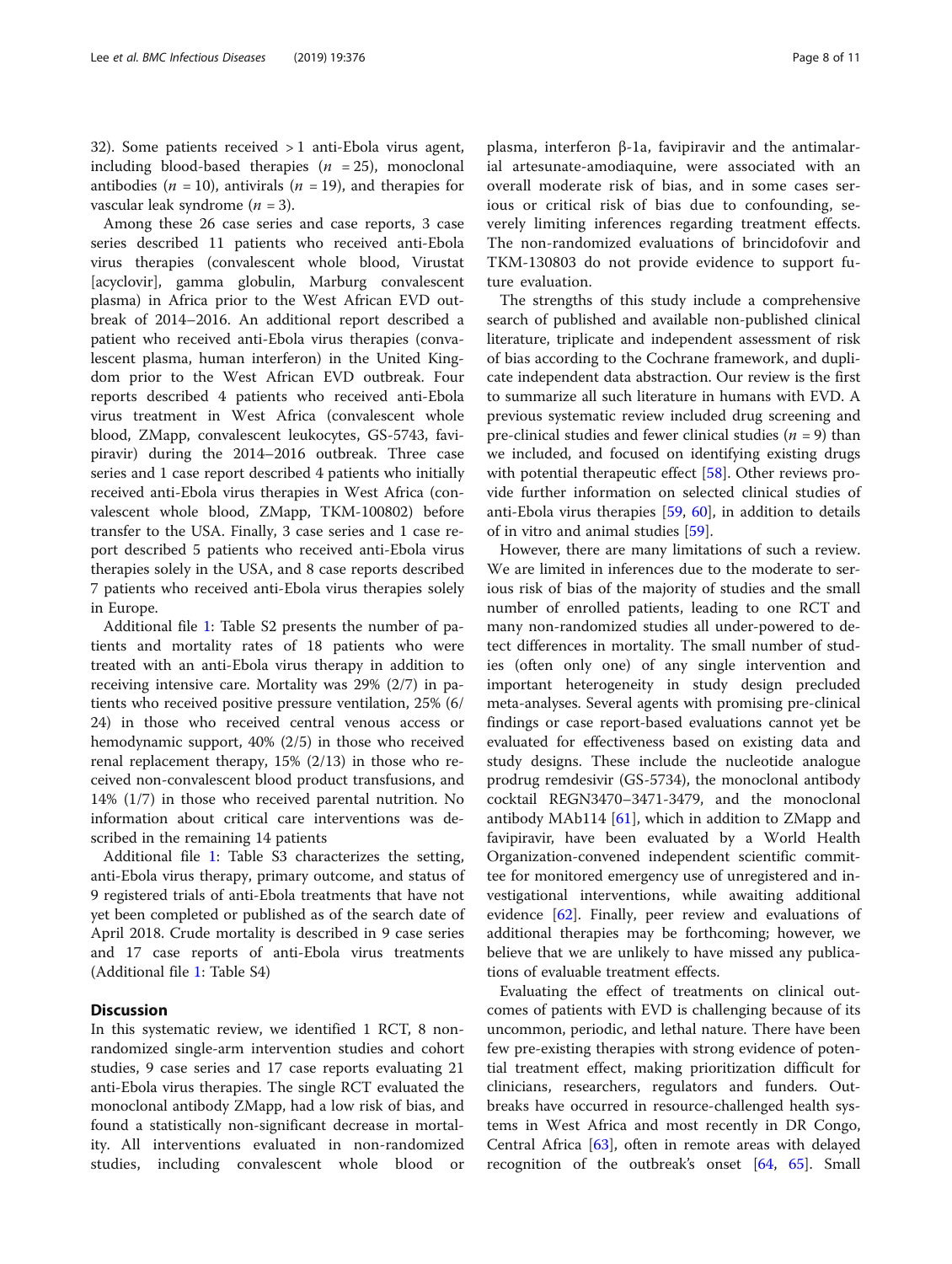32). Some patients received > 1 anti-Ebola virus agent, including blood-based therapies ($n$ = 25), monoclonal antibodies ($n$ = 10), antivirals ($n$ = 19), and therapies for vascular leak syndrome ($n$ = 3).

Among these 26 case series and case reports, 3 case series described 11 patients who received anti-Ebola virus therapies (convalescent whole blood, Virustat [acyclovir], gamma globulin, Marburg convalescent plasma) in Africa prior to the West African EVD outbreak of 2014–2016. An additional report described a patient who received anti-Ebola virus therapies (convalescent plasma, human interferon) in the United Kingdom prior to the West African EVD outbreak. Four reports described 4 patients who received anti-Ebola virus treatment in West Africa (convalescent whole blood, ZMapp, convalescent leukocytes, GS-5743, favipiravir) during the 2014–2016 outbreak. Three case series and 1 case report described 4 patients who initially received anti-Ebola virus therapies in West Africa (convalescent whole blood, ZMapp, TKM-100802) before transfer to the USA. Finally, 3 case series and 1 case report described 5 patients who received anti-Ebola virus therapies solely in the USA, and 8 case reports described 7 patients who received anti-Ebola virus therapies solely in Europe.

Additional file 1: Table S2 presents the number of patients and mortality rates of 18 patients who were treated with an anti-Ebola virus therapy in addition to receiving intensive care. Mortality was 29% (2/7) in patients who received positive pressure ventilation, 25% (6/24) in those who received central venous access or hemodynamic support, 40% (2/5) in those who received renal replacement therapy, 15% (2/13) in those who received non-convalescent blood product transfusions, and 14% (1/7) in those who received parental nutrition. No information about critical care interventions was described in the remaining 14 patients

Additional file 1: Table S3 characterizes the setting, anti-Ebola virus therapy, primary outcome, and status of 9 registered trials of anti-Ebola treatments that have not yet been completed or published as of the search date of April 2018. Crude mortality is described in 9 case series and 17 case reports of anti-Ebola virus treatments (Additional file 1: Table S4)

## Discussion

In this systematic review, we identified 1 RCT, 8 non-randomized single-arm intervention studies and cohort studies, 9 case series and 17 case reports evaluating 21 anti-Ebola virus therapies. The single RCT evaluated the monoclonal antibody ZMapp, had a low risk of bias, and found a statistically non-significant decrease in mortality. All interventions evaluated in non-randomized studies, including convalescent whole blood or plasma, interferon β-1a, favipiravir and the antimalarial artesunate-amodiaquine, were associated with an overall moderate risk of bias, and in some cases serious or critical risk of bias due to confounding, severely limiting inferences regarding treatment effects. The non-randomized evaluations of brincidofovir and TKM-130803 do not provide evidence to support future evaluation.

The strengths of this study include a comprehensive search of published and available non-published clinical literature, triplicate and independent assessment of risk of bias according to the Cochrane framework, and duplicate independent data abstraction. Our review is the first to summarize all such literature in humans with EVD. A previous systematic review included drug screening and pre-clinical studies and fewer clinical studies ($n$ = 9) than we included, and focused on identifying existing drugs with potential therapeutic effect [58]. Other reviews provide further information on selected clinical studies of anti-Ebola virus therapies [59, 60], in addition to details of in vitro and animal studies [59].

However, there are many limitations of such a review. We are limited in inferences due to the moderate to serious risk of bias of the majority of studies and the small number of enrolled patients, leading to one RCT and many non-randomized studies all under-powered to detect differences in mortality. The small number of studies (often only one) of any single intervention and important heterogeneity in study design precluded meta-analyses. Several agents with promising pre-clinical findings or case report-based evaluations cannot yet be evaluated for effectiveness based on existing data and study designs. These include the nucleotide analogue prodrug remdesivir (GS-5734), the monoclonal antibody cocktail REGN3470–3471-3479, and the monoclonal antibody MAb114 [61], which in addition to ZMapp and favipiravir, have been evaluated by a World Health Organization-convened independent scientific committee for monitored emergency use of unregistered and investigational interventions, while awaiting additional evidence [62]. Finally, peer review and evaluations of additional therapies may be forthcoming; however, we believe that we are unlikely to have missed any publications of evaluable treatment effects.

Evaluating the effect of treatments on clinical outcomes of patients with EVD is challenging because of its uncommon, periodic, and lethal nature. There have been few pre-existing therapies with strong evidence of potential treatment effect, making prioritization difficult for clinicians, researchers, regulators and funders. Outbreaks have occurred in resource-challenged health systems in West Africa and most recently in DR Congo, Central Africa [63], often in remote areas with delayed recognition of the outbreak's onset [64, 65]. Small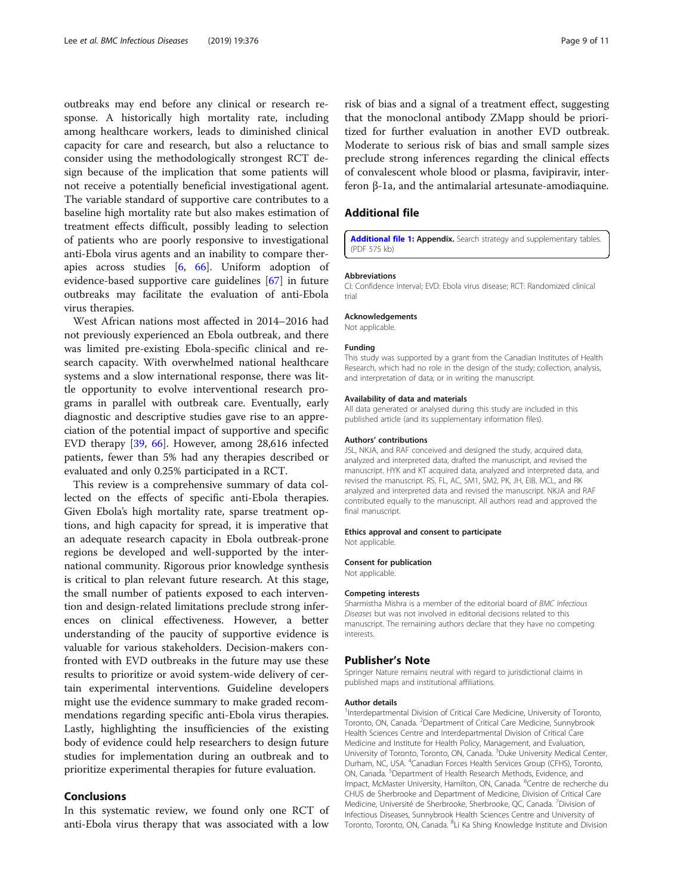outbreaks may end before any clinical or research response. A historically high mortality rate, including among healthcare workers, leads to diminished clinical capacity for care and research, but also a reluctance to consider using the methodologically strongest RCT design because of the implication that some patients will not receive a potentially beneficial investigational agent. The variable standard of supportive care contributes to a baseline high mortality rate but also makes estimation of treatment effects difficult, possibly leading to selection of patients who are poorly responsive to investigational anti-Ebola virus agents and an inability to compare therapies across studies [6, 66]. Uniform adoption of evidence-based supportive care guidelines [67] in future outbreaks may facilitate the evaluation of anti-Ebola virus therapies.

West African nations most affected in 2014–2016 had not previously experienced an Ebola outbreak, and there was limited pre-existing Ebola-specific clinical and research capacity. With overwhelmed national healthcare systems and a slow international response, there was little opportunity to evolve interventional research programs in parallel with outbreak care. Eventually, early diagnostic and descriptive studies gave rise to an appreciation of the potential impact of supportive and specific EVD therapy [39, 66]. However, among 28,616 infected patients, fewer than 5% had any therapies described or evaluated and only 0.25% participated in a RCT.

This review is a comprehensive summary of data collected on the effects of specific anti-Ebola therapies. Given Ebola's high mortality rate, sparse treatment options, and high capacity for spread, it is imperative that an adequate research capacity in Ebola outbreak-prone regions be developed and well-supported by the international community. Rigorous prior knowledge synthesis is critical to plan relevant future research. At this stage, the small number of patients exposed to each intervention and design-related limitations preclude strong inferences on clinical effectiveness. However, a better understanding of the paucity of supportive evidence is valuable for various stakeholders. Decision-makers confronted with EVD outbreaks in the future may use these results to prioritize or avoid system-wide delivery of certain experimental interventions. Guideline developers might use the evidence summary to make graded recommendations regarding specific anti-Ebola virus therapies. Lastly, highlighting the insufficiencies of the existing body of evidence could help researchers to design future studies for implementation during an outbreak and to prioritize experimental therapies for future evaluation.

## Conclusions

In this systematic review, we found only one RCT of anti-Ebola virus therapy that was associated with a low risk of bias and a signal of a treatment effect, suggesting that the monoclonal antibody ZMapp should be prioritized for further evaluation in another EVD outbreak. Moderate to serious risk of bias and small sample sizes preclude strong inferences regarding the clinical effects of convalescent whole blood or plasma, favipiravir, interferon β-1a, and the antimalarial artesunate-amodiaquine.

## Additional file

**Additional file 1: Appendix.** Search strategy and supplementary tables. (PDF 575 kb)

### Abbreviations

CI: Confidence Interval; EVD: Ebola virus disease; RCT: Randomized clinical trial

### Acknowledgements

Not applicable.

### Funding

This study was supported by a grant from the Canadian Institutes of Health Research, which had no role in the design of the study; collection, analysis, and interpretation of data; or in writing the manuscript.

### Availability of data and materials

All data generated or analysed during this study are included in this published article (and its supplementary information files).

### Authors' contributions

JSL, NKJA, and RAF conceived and designed the study, acquired data, analyzed and interpreted data, drafted the manuscript, and revised the manuscript. HYK and KT acquired data, analyzed and interpreted data, and revised the manuscript. RS, FL, AC, SM1, SM2, PK, JH, EIB, MCL, and RK analyzed and interpreted data and revised the manuscript. NKJA and RAF contributed equally to the manuscript. All authors read and approved the final manuscript.

### Ethics approval and consent to participate

Not applicable.

### Consent for publication

Not applicable.

### Competing interests

Sharmistha Mishra is a member of the editorial board of *BMC Infectious Diseases* but was not involved in editorial decisions related to this manuscript. The remaining authors declare that they have no competing interests.

## Publisher's Note

Springer Nature remains neutral with regard to jurisdictional claims in published maps and institutional affiliations.

### Author details

[1]Interdepartmental Division of Critical Care Medicine, University of Toronto, Toronto, ON, Canada. [2]Department of Critical Care Medicine, Sunnybrook Health Sciences Centre and Interdepartmental Division of Critical Care Medicine and Institute for Health Policy, Management, and Evaluation, University of Toronto, Toronto, ON, Canada. [3]Duke University Medical Center, Durham, NC, USA. [4]Canadian Forces Health Services Group (CFHS), Toronto, ON, Canada. [5]Department of Health Research Methods, Evidence, and Impact, McMaster University, Hamilton, ON, Canada. [6]Centre de recherche du CHUS de Sherbrooke and Department of Medicine, Division of Critical Care Medicine, Université de Sherbrooke, Sherbrooke, QC, Canada. [7]Division of Infectious Diseases, Sunnybrook Health Sciences Centre and University of Toronto, Toronto, ON, Canada. [8]Li Ka Shing Knowledge Institute and Division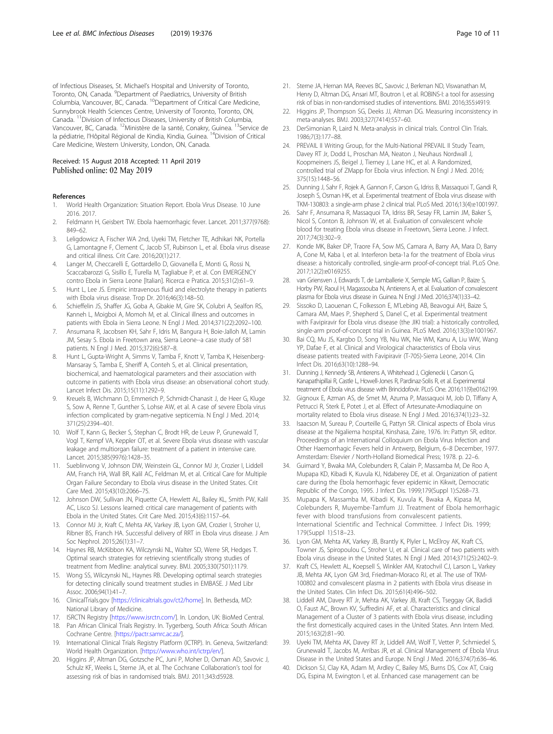of Infectious Diseases, St. Michael's Hospital and University of Toronto, Toronto, ON, Canada. [9]Department of Paediatrics, University of British Columbia, Vancouver, BC, Canada. [10]Department of Critical Care Medicine, Sunnybrook Health Sciences Centre, University of Toronto, Toronto, ON, Canada. [11]Division of Infectious Diseases, University of British Columbia, Vancouver, BC, Canada. [12]Ministère de la santé, Conakry, Guinea. [13]Service de la pédiatrie, l'Hôpital Régional de Kindia, Kindia, Guinea. [14]Division of Critical Care Medicine, Western University, London, ON, Canada.

Received: 15 August 2018 Accepted: 11 April 2019
Published online: 02 May 2019

## References

1. World Health Organization: Situation Report. Ebola Virus Disease. 10 June 2016. 2017.
2. Feldmann H, Geisbert TW. Ebola haemorrhagic fever. Lancet. 2011;377(9768): 849–62.
3. Leligdowicz A, Fischer WA 2nd, Uyeki TM, Fletcher TE, Adhikari NK, Portella G, Lamontagne F, Clement C, Jacob ST, Rubinson L, et al. Ebola virus disease and critical illness. Crit Care. 2016;20(1):217.
4. Langer M, Checcarelli E, Gottardello D, Giovanella E, Monti G, Rossi N, Scaccabarozzi G, Sisillo E, Turella M, Tagliabue P, et al. Con EMERGENCY contro Ebola in Sierra Leone [Italian]. Ricerca e Pratica. 2015;31(2):61–9.
5. Hunt L, Lee JS. Empiric intravenous fluid and electrolyte therapy in patients with Ebola virus disease. Trop Dr. 2016;46(3):148–50.
6. Schieffelin JS, Shaffer JG, Goba A, Gbakie M, Gire SK, Colubri A, Sealfon RS, Kanneh L, Moigboi A, Momoh M, et al. Clinical illness and outcomes in patients with Ebola in Sierra Leone. N Engl J Med. 2014;371(22):2092–100.
7. Ansumana R, Jacobsen KH, Sahr F, Idris M, Bangura H, Boie-Jalloh M, Lamin JM, Sesay S. Ebola in Freetown area, Sierra Leone--a case study of 581 patients. N Engl J Med. 2015;372(6):587–8.
8. Hunt L, Gupta-Wright A, Simms V, Tamba F, Knott V, Tamba K, Heisenberg-Mansaray S, Tamba E, Sheriff A, Conteh S, et al. Clinical presentation, biochemical, and haematological parameters and their association with outcome in patients with Ebola virus disease: an observational cohort study. Lancet Infect Dis. 2015;15(11):1292–9.
9. Kreuels B, Wichmann D, Emmerich P, Schmidt-Chanasit J, de Heer G, Kluge S, Sow A, Renne T, Gunther S, Lohse AW, et al. A case of severe Ebola virus infection complicated by gram-negative septicemia. N Engl J Med. 2014; 371(25):2394–401.
10. Wolf T, Kann G, Becker S, Stephan C, Brodt HR, de Leuw P, Grunewald T, Vogl T, Kempf VA, Keppler OT, et al. Severe Ebola virus disease with vascular leakage and multiorgan failure: treatment of a patient in intensive care. Lancet. 2015;385(9976):1428–35.
11. Sueblinvong V, Johnson DW, Weinstein GL, Connor MJ Jr, Crozier I, Liddell AM, Franch HA, Wall BR, Kalil AC, Feldman M, et al. Critical Care for Multiple Organ Failure Secondary to Ebola virus disease in the United States. Crit Care Med. 2015;43(10):2066–75.
12. Johnson DW, Sullivan JN, Piquette CA, Hewlett AL, Bailey KL, Smith PW, Kalil AC, Lisco SJ. Lessons learned: critical care management of patients with Ebola in the United States. Crit Care Med. 2015;43(6):1157–64.
13. Connor MJ Jr, Kraft C, Mehta AK, Varkey JB, Lyon GM, Crozier I, Stroher U, Ribner BS, Franch HA. Successful delivery of RRT in Ebola virus disease. J Am Soc Nephrol. 2015;26(1):31–7.
14. Haynes RB, McKibbon KA, Wilczynski NL, Walter SD, Werre SR, Hedges T. Optimal search strategies for retrieving scientifically strong studies of treatment from Medline: analytical survey. BMJ. 2005;330(7501):1179.
15. Wong SS, Wilczynski NL, Haynes RB. Developing optimal search strategies for detecting clinically sound treatment studies in EMBASE. J Med Libr Assoc. 2006;94(1):41–7.
16. ClinicalTrials.gov [https://clinicaltrials.gov/ct2/home]. In. Bethesda, MD: National Library of Medicine.
17. ISRCTN Registry [https://www.isrctn.com/]. In. London, UK: BioMed Central.
18. Pan African Clinical Trials Registry. In. Tygerberg, South Africa: South African Cochrane Centre. [https://pactr.samrc.ac.za/].
19. International Clinical Trials Registry Platform (ICTRP). In. Geneva, Switzerland: World Health Organization. [https://www.who.int/ictrp/en/].
20. Higgins JP, Altman DG, Gotzsche PC, Juni P, Moher D, Oxman AD, Savovic J, Schulz KF, Weeks L, Sterne JA, et al. The Cochrane Collaboration's tool for assessing risk of bias in randomised trials. BMJ. 2011;343:d5928.
21. Sterne JA, Hernan MA, Reeves BC, Savovic J, Berkman ND, Viswanathan M, Henry D, Altman DG, Ansari MT, Boutron I, et al. ROBINS-I: a tool for assessing risk of bias in non-randomised studies of interventions. BMJ. 2016;355:i4919.
22. Higgins JP, Thompson SG, Deeks JJ, Altman DG. Measuring inconsistency in meta-analyses. BMJ. 2003;327(7414):557–60.
23. DerSimonian R, Laird N. Meta-analysis in clinical trials. Control Clin Trials. 1986;7(3):177–88.
24. PREVAIL II Writing Group, for the Multi-National PREVAIL II Study Team, Davey RT Jr, Dodd L, Proschan MA, Neaton J, Neuhaus Nordwall J, Koopmeiners JS, Beigel J, Tierney J, Lane HC, et al. A Randomized, controlled trial of ZMapp for Ebola virus infection. N Engl J Med. 2016; 375(15):1448–56.
25. Dunning J, Sahr F, Rojek A, Gannon F, Carson G, Idriss B, Massaquoi T, Gandi R, Joseph S, Osman HK, et al. Experimental treatment of Ebola virus disease with TKM-130803: a single-arm phase 2 clinical trial. PLoS Med. 2016;13(4):e1001997.
26. Sahr F, Ansumana R, Massaquoi TA, Idriss BR, Sesay FR, Lamin JM, Baker S, Nicol S, Conton B, Johnson W, et al. Evaluation of convalescent whole blood for treating Ebola virus disease in Freetown, Sierra Leone. J Infect. 2017;74(3):302–9.
27. Konde MK, Baker DP, Traore FA, Sow MS, Camara A, Barry AA, Mara D, Barry A, Cone M, Kaba I, et al. Interferon beta-1a for the treatment of Ebola virus disease: a historically controlled, single-arm proof-of-concept trial. PLoS One. 2017;12(2):e0169255.
28. van Griensven J, Edwards T, de Lamballerie X, Semple MG, Gallian P, Baize S, Horby PW, Raoul H, Magassouba N, Antierens A, et al. Evaluation of convalescent plasma for Ebola virus disease in Guinea. N Engl J Med. 2016;374(1):33–42.
29. Sissoko D, Laouenan C, Folkesson E, M'Lebing AB, Beavogui AH, Baize S, Camara AM, Maes P, Shepherd S, Danel C, et al. Experimental treatment with Favipiravir for Ebola virus disease (the JIKI trial): a historically controlled, single-arm proof-of-concept trial in Guinea. PLoS Med. 2016;13(3):e1001967.
30. Bai CQ, Mu JS, Kargbo D, Song YB, Niu WK, Nie WM, Kanu A, Liu WW, Wang YP, Dafae F, et al. Clinical and Virological characteristics of Ebola virus disease patients treated with Favipiravir (T-705)-Sierra Leone, 2014. Clin Infect Dis. 2016;63(10):1288–94.
31. Dunning J, Kennedy SB, Antierens A, Whitehead J, Ciglenecki I, Carson G, Kanapathipillai R, Castle L, Howell-Jones R, Pardinaz-Solis R, et al. Experimental treatment of Ebola virus disease with Brincidofovir. PLoS One. 2016;11(9):e0162199.
32. Gignoux E, Azman AS, de Smet M, Azuma P, Massaquoi M, Job D, Tiffany A, Petrucci R, Sterk E, Potet J, et al. Effect of Artesunate-Amodiaquine on mortality related to Ebola virus disease. N Engl J Med. 2016;374(1):23–32.
33. Isaacson M, Sureau P, Courteille G, Pattyn SR. Clinical aspects of Ebola virus disease at the Ngaliema hospital, Kinshasa, Zaire, 1976. In: Pattyn SR, editor. Proceedings of an International Colloquium on Ebola Virus Infection and Other Haemorrhagic Fevers held in Antwerp, Belgium, 6–8 December, 1977. Amsterdam: Elsevier / North-Holland Biomedical Press; 1978. p. 22–6.
34. Guimard Y, Bwaka MA, Colebunders R, Calain P, Massamba M, De Roo A, Mupapa KD, Kibadi K, Kuvula KJ, Ndaberey DE, et al. Organization of patient care during the Ebola hemorrhagic fever epidemic in Kikwit, Democratic Republic of the Congo, 1995. J Infect Dis. 1999;179(Suppl 1):S268–73.
35. Mupapa K, Massamba M, Kibadi K, Kuvula K, Bwaka A, Kipasa M, Colebunders R, Muyembe-Tamfum JJ. Treatment of Ebola hemorrhagic fever with blood transfusions from convalescent patients. International Scientific and Technical Committee. J Infect Dis. 1999; 179(Suppl 1):S18–23.
36. Lyon GM, Mehta AK, Varkey JB, Brantly K, Plyler L, McElroy AK, Kraft CS, Towner JS, Spiropoulou C, Stroher U, et al. Clinical care of two patients with Ebola virus disease in the United States. N Engl J Med. 2014;371(25):2402–9.
37. Kraft CS, Hewlett AL, Koepsell S, Winkler AM, Kratochvil CJ, Larson L, Varkey JB, Mehta AK, Lyon GM 3rd, Friedman-Moraco RJ, et al. The use of TKM-100802 and convalescent plasma in 2 patients with Ebola virus disease in the United States. Clin Infect Dis. 2015;61(4):496–502.
38. Liddell AM, Davey RT Jr, Mehta AK, Varkey JB, Kraft CS, Tseggay GK, Badidi O, Faust AC, Brown KV, Suffredini AF, et al. Characteristics and clinical Management of a Cluster of 3 patients with Ebola virus disease, including the first domestically acquired cases in the United States. Ann Intern Med. 2015;163(2):81–90.
39. Uyeki TM, Mehta AK, Davey RT Jr, Liddell AM, Wolf T, Vetter P, Schmiedel S, Grunewald T, Jacobs M, Arribas JR, et al. Clinical Management of Ebola Virus Disease in the United States and Europe. N Engl J Med. 2016;374(7):636–46.
40. Dickson SJ, Clay KA, Adam M, Ardley C, Bailey MS, Burns DS, Cox AT, Craig DG, Espina M, Ewington I, et al. Enhanced case management can be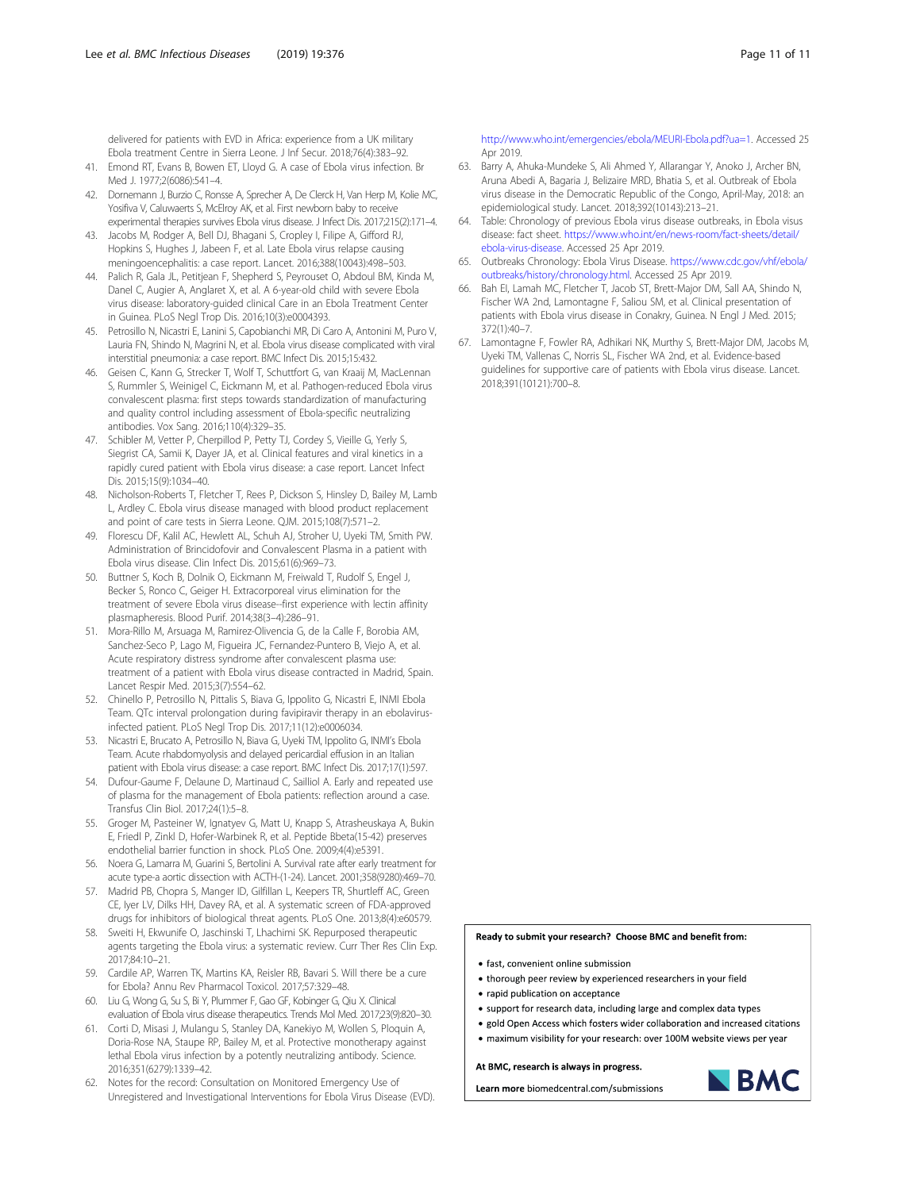delivered for patients with EVD in Africa: experience from a UK military Ebola treatment Centre in Sierra Leone. J Inf Secur. 2018;76(4):383–92.

41. Emond RT, Evans B, Bowen ET, Lloyd G. A case of Ebola virus infection. Br Med J. 1977;2(6086):541–4.
42. Dornemann J, Burzio C, Ronsse A, Sprecher A, De Clerck H, Van Herp M, Kolie MC, Yosifiva V, Caluwaerts S, McElroy AK, et al. First newborn baby to receive experimental therapies survives Ebola virus disease. J Infect Dis. 2017;215(2):171–4.
43. Jacobs M, Rodger A, Bell DJ, Bhagani S, Cropley I, Filipe A, Gifford RJ, Hopkins S, Hughes J, Jabeen F, et al. Late Ebola virus relapse causing meningoencephalitis: a case report. Lancet. 2016;388(10043):498–503.
44. Palich R, Gala JL, Petitjean F, Shepherd S, Peyrouset O, Abdoul BM, Kinda M, Danel C, Augier A, Anglaret X, et al. A 6-year-old child with severe Ebola virus disease: laboratory-guided clinical Care in an Ebola Treatment Center in Guinea. PLoS Negl Trop Dis. 2016;10(3):e0004393.
45. Petrosillo N, Nicastri E, Lanini S, Capobianchi MR, Di Caro A, Antonini M, Puro V, Lauria FN, Shindo N, Magrini N, et al. Ebola virus disease complicated with viral interstitial pneumonia: a case report. BMC Infect Dis. 2015;15:432.
46. Geisen C, Kann G, Strecker T, Wolf T, Schuttfort G, van Kraaij M, MacLennan S, Rummler S, Weinigel C, Eickmann M, et al. Pathogen-reduced Ebola virus convalescent plasma: first steps towards standardization of manufacturing and quality control including assessment of Ebola-specific neutralizing antibodies. Vox Sang. 2016;110(4):329–35.
47. Schibler M, Vetter P, Cherpillod P, Petty TJ, Cordey S, Vieille G, Yerly S, Siegrist CA, Samii K, Dayer JA, et al. Clinical features and viral kinetics in a rapidly cured patient with Ebola virus disease: a case report. Lancet Infect Dis. 2015;15(9):1034–40.
48. Nicholson-Roberts T, Fletcher T, Rees P, Dickson S, Hinsley D, Bailey M, Lamb L, Ardley C. Ebola virus disease managed with blood product replacement and point of care tests in Sierra Leone. QJM. 2015;108(7):571–2.
49. Florescu DF, Kalil AC, Hewlett AL, Schuh AJ, Stroher U, Uyeki TM, Smith PW. Administration of Brincidofovir and Convalescent Plasma in a patient with Ebola virus disease. Clin Infect Dis. 2015;61(6):969–73.
50. Buttner S, Koch B, Dolnik O, Eickmann M, Freiwald T, Rudolf S, Engel J, Becker S, Ronco C, Geiger H. Extracorporeal virus elimination for the treatment of severe Ebola virus disease--first experience with lectin affinity plasmapheresis. Blood Purif. 2014;38(3–4):286–91.
51. Mora-Rillo M, Arsuaga M, Ramirez-Olivencia G, de la Calle F, Borobia AM, Sanchez-Seco P, Lago M, Figueira JC, Fernandez-Puntero B, Viejo A, et al. Acute respiratory distress syndrome after convalescent plasma use: treatment of a patient with Ebola virus disease contracted in Madrid, Spain. Lancet Respir Med. 2015;3(7):554–62.
52. Chinello P, Petrosillo N, Pittalis S, Biava G, Ippolito G, Nicastri E, INMI Ebola Team. QTc interval prolongation during favipiravir therapy in an ebolavirus-infected patient. PLoS Negl Trop Dis. 2017;11(12):e0006034.
53. Nicastri E, Brucato A, Petrosillo N, Biava G, Uyeki TM, Ippolito G, INMI's Ebola Team. Acute rhabdomyolysis and delayed pericardial effusion in an Italian patient with Ebola virus disease: a case report. BMC Infect Dis. 2017;17(1):597.
54. Dufour-Gaume F, Delaune D, Martinaud C, Sailliol A. Early and repeated use of plasma for the management of Ebola patients: reflection around a case. Transfus Clin Biol. 2017;24(1):5–8.
55. Groger M, Pasteiner W, Ignatyev G, Matt U, Knapp S, Atrasheuskaya A, Bukin E, Friedl P, Zinkl D, Hofer-Warbinek R, et al. Peptide Bbeta(15-42) preserves endothelial barrier function in shock. PLoS One. 2009;4(4):e5391.
56. Noera G, Lamarra M, Guarini S, Bertolini A. Survival rate after early treatment for acute type-a aortic dissection with ACTH-(1-24). Lancet. 2001;358(9280):469–70.
57. Madrid PB, Chopra S, Manger ID, Gilfillan L, Keepers TR, Shurtleff AC, Green CE, Iyer LV, Dilks HH, Davey RA, et al. A systematic screen of FDA-approved drugs for inhibitors of biological threat agents. PLoS One. 2013;8(4):e60579.
58. Sweiti H, Ekwunife O, Jaschinski T, Lhachimi SK. Repurposed therapeutic agents targeting the Ebola virus: a systematic review. Curr Ther Res Clin Exp. 2017;84:10–21.
59. Cardile AP, Warren TK, Martins KA, Reisler RB, Bavari S. Will there be a cure for Ebola? Annu Rev Pharmacol Toxicol. 2017;57:329–48.
60. Liu G, Wong G, Su S, Bi Y, Plummer F, Gao GF, Kobinger G, Qiu X. Clinical evaluation of Ebola virus disease therapeutics. Trends Mol Med. 2017;23(9):820–30.
61. Corti D, Misasi J, Mulangu S, Stanley DA, Kanekiyo M, Wollen S, Ploquin A, Doria-Rose NA, Staupe RP, Bailey M, et al. Protective monotherapy against lethal Ebola virus infection by a potently neutralizing antibody. Science. 2016;351(6279):1339–42.
62. Notes for the record: Consultation on Monitored Emergency Use of Unregistered and Investigational Interventions for Ebola Virus Disease (EVD). http://www.who.int/emergencies/ebola/MEURI-Ebola.pdf?ua=1. Accessed 25 Apr 2019.
63. Barry A, Ahuka-Mundeke S, Ali Ahmed Y, Allarangar Y, Anoko J, Archer BN, Aruna Abedi A, Bagaria J, Belizaire MRD, Bhatia S, et al. Outbreak of Ebola virus disease in the Democratic Republic of the Congo, April-May, 2018: an epidemiological study. Lancet. 2018;392(10143):213–21.
64. Table: Chronology of previous Ebola virus disease outbreaks, in Ebola visus disease: fact sheet. https://www.who.int/en/news-room/fact-sheets/detail/ebola-virus-disease. Accessed 25 Apr 2019.
65. Outbreaks Chronology: Ebola Virus Disease. https://www.cdc.gov/vhf/ebola/outbreaks/history/chronology.html. Accessed 25 Apr 2019.
66. Bah EI, Lamah MC, Fletcher T, Jacob ST, Brett-Major DM, Sall AA, Shindo N, Fischer WA 2nd, Lamontagne F, Saliou SM, et al. Clinical presentation of patients with Ebola virus disease in Conakry, Guinea. N Engl J Med. 2015;372(1):40–7.
67. Lamontagne F, Fowler RA, Adhikari NK, Murthy S, Brett-Major DM, Jacobs M, Uyeki TM, Vallenas C, Norris SL, Fischer WA 2nd, et al. Evidence-based guidelines for supportive care of patients with Ebola virus disease. Lancet. 2018;391(10121):700–8.

**Ready to submit your research? Choose BMC and benefit from:**

- fast, convenient online submission
- thorough peer review by experienced researchers in your field
- rapid publication on acceptance
- support for research data, including large and complex data types
- gold Open Access which fosters wider collaboration and increased citations
- maximum visibility for your research: over 100M website views per year

**At BMC, research is always in progress.**

**Learn more** biomedcentral.com/submissions

BMC